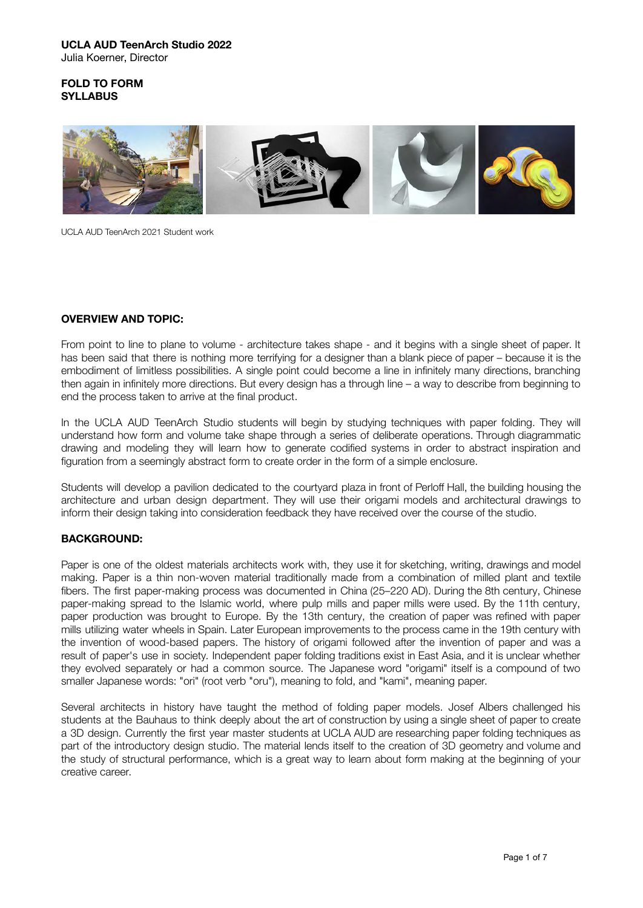**UCLA AUD TeenArch Studio 2022**
Julia Koerner, Director

**FOLD TO FORM**
**SYLLABUS**

UCLA AUD TeenArch 2021 Student work

## OVERVIEW AND TOPIC:

From point to line to plane to volume - architecture takes shape - and it begins with a single sheet of paper. It has been said that there is nothing more terrifying for a designer than a blank piece of paper – because it is the embodiment of limitless possibilities. A single point could become a line in infinitely many directions, branching then again in infinitely more directions. But every design has a through line – a way to describe from beginning to end the process taken to arrive at the final product.

In the UCLA AUD TeenArch Studio students will begin by studying techniques with paper folding. They will understand how form and volume take shape through a series of deliberate operations. Through diagrammatic drawing and modeling they will learn how to generate codified systems in order to abstract inspiration and figuration from a seemingly abstract form to create order in the form of a simple enclosure.

Students will develop a pavilion dedicated to the courtyard plaza in front of Perloff Hall, the building housing the architecture and urban design department. They will use their origami models and architectural drawings to inform their design taking into consideration feedback they have received over the course of the studio.

## BACKGROUND:

Paper is one of the oldest materials architects work with, they use it for sketching, writing, drawings and model making. Paper is a thin non-woven material traditionally made from a combination of milled plant and textile fibers. The first paper-making process was documented in China (25–220 AD). During the 8th century, Chinese paper-making spread to the Islamic world, where pulp mills and paper mills were used. By the 11th century, paper production was brought to Europe. By the 13th century, the creation of paper was refined with paper mills utilizing water wheels in Spain. Later European improvements to the process came in the 19th century with the invention of wood-based papers. The history of origami followed after the invention of paper and was a result of paper's use in society. Independent paper folding traditions exist in East Asia, and it is unclear whether they evolved separately or had a common source. The Japanese word "origami" itself is a compound of two smaller Japanese words: "ori" (root verb "oru"), meaning to fold, and "kami", meaning paper.

Several architects in history have taught the method of folding paper models. Josef Albers challenged his students at the Bauhaus to think deeply about the art of construction by using a single sheet of paper to create a 3D design. Currently the first year master students at UCLA AUD are researching paper folding techniques as part of the introductory design studio. The material lends itself to the creation of 3D geometry and volume and the study of structural performance, which is a great way to learn about form making at the beginning of your creative career.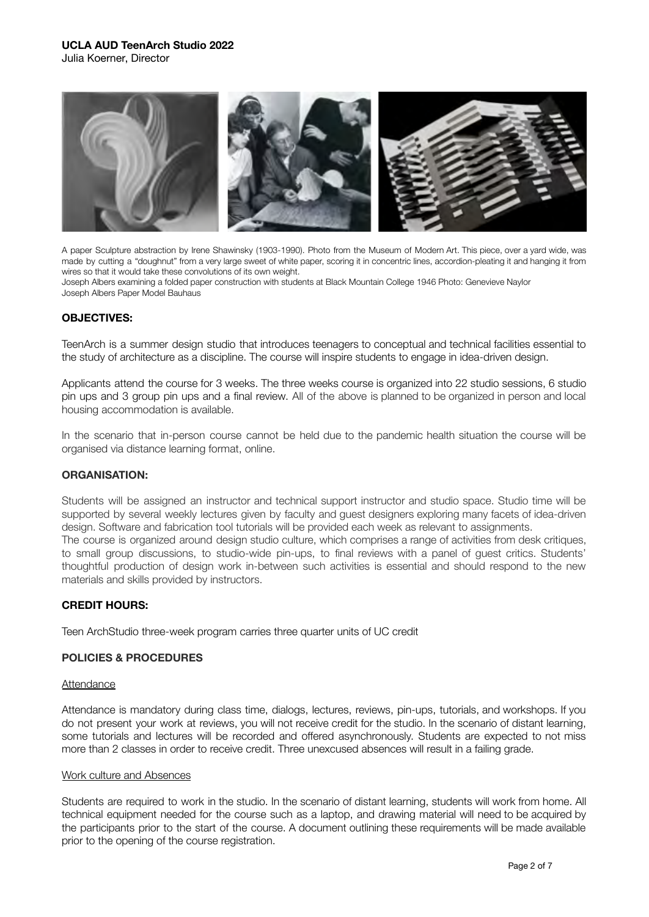**UCLA AUD TeenArch Studio 2022**
Julia Koerner, Director

A paper Sculpture abstraction by Irene Shawinsky (1903-1990). Photo from the Museum of Modern Art. This piece, over a yard wide, was made by cutting a "doughnut" from a very large sweet of white paper, scoring it in concentric lines, accordion-pleating it and hanging it from wires so that it would take these convolutions of its own weight.
Joseph Albers examining a folded paper construction with students at Black Mountain College 1946 Photo: Genevieve Naylor
Joseph Albers Paper Model Bauhaus

## OBJECTIVES:

TeenArch is a summer design studio that introduces teenagers to conceptual and technical facilities essential to the study of architecture as a discipline. The course will inspire students to engage in idea-driven design.

Applicants attend the course for 3 weeks. The three weeks course is organized into 22 studio sessions, 6 studio pin ups and 3 group pin ups and a final review. All of the above is planned to be organized in person and local housing accommodation is available.

In the scenario that in-person course cannot be held due to the pandemic health situation the course will be organised via distance learning format, online.

## ORGANISATION:

Students will be assigned an instructor and technical support instructor and studio space. Studio time will be supported by several weekly lectures given by faculty and guest designers exploring many facets of idea-driven design. Software and fabrication tool tutorials will be provided each week as relevant to assignments.
The course is organized around design studio culture, which comprises a range of activities from desk critiques, to small group discussions, to studio-wide pin-ups, to final reviews with a panel of guest critics. Students' thoughtful production of design work in-between such activities is essential and should respond to the new materials and skills provided by instructors.

## CREDIT HOURS:

Teen ArchStudio three-week program carries three quarter units of UC credit

## POLICIES & PROCEDURES

### Attendance

Attendance is mandatory during class time, dialogs, lectures, reviews, pin-ups, tutorials, and workshops. If you do not present your work at reviews, you will not receive credit for the studio. In the scenario of distant learning, some tutorials and lectures will be recorded and offered asynchronously. Students are expected to not miss more than 2 classes in order to receive credit. Three unexcused absences will result in a failing grade.

### Work culture and Absences

Students are required to work in the studio. In the scenario of distant learning, students will work from home. All technical equipment needed for the course such as a laptop, and drawing material will need to be acquired by the participants prior to the start of the course. A document outlining these requirements will be made available prior to the opening of the course registration.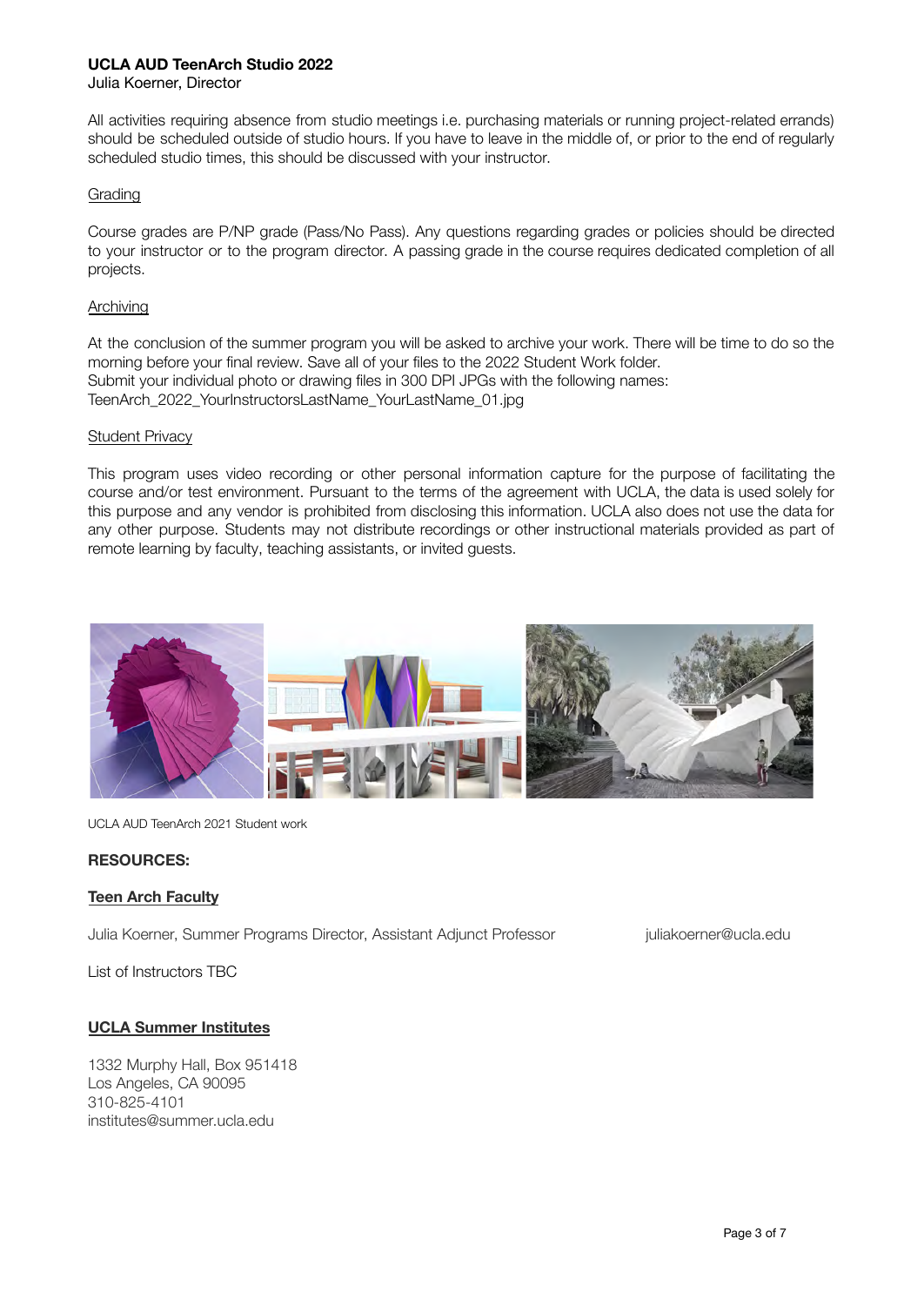**UCLA AUD TeenArch Studio 2022**
Julia Koerner, Director

All activities requiring absence from studio meetings i.e. purchasing materials or running project-related errands) should be scheduled outside of studio hours. If you have to leave in the middle of, or prior to the end of regularly scheduled studio times, this should be discussed with your instructor.

Grading

Course grades are P/NP grade (Pass/No Pass). Any questions regarding grades or policies should be directed to your instructor or to the program director. A passing grade in the course requires dedicated completion of all projects.

Archiving

At the conclusion of the summer program you will be asked to archive your work. There will be time to do so the morning before your final review. Save all of your files to the 2022 Student Work folder.
Submit your individual photo or drawing files in 300 DPI JPGs with the following names:
TeenArch_2022_YourInstructorsLastName_YourLastName_01.jpg

Student Privacy

This program uses video recording or other personal information capture for the purpose of facilitating the course and/or test environment. Pursuant to the terms of the agreement with UCLA, the data is used solely for this purpose and any vendor is prohibited from disclosing this information. UCLA also does not use the data for any other purpose. Students may not distribute recordings or other instructional materials provided as part of remote learning by faculty, teaching assistants, or invited guests.

UCLA AUD TeenArch 2021 Student work

**RESOURCES:**

**Teen Arch Faculty**

Julia Koerner, Summer Programs Director, Assistant Adjunct Professor juliakoerner@ucla.edu

List of Instructors TBC

**UCLA Summer Institutes**

1332 Murphy Hall, Box 951418
Los Angeles, CA 90095
310-825-4101
institutes@summer.ucla.edu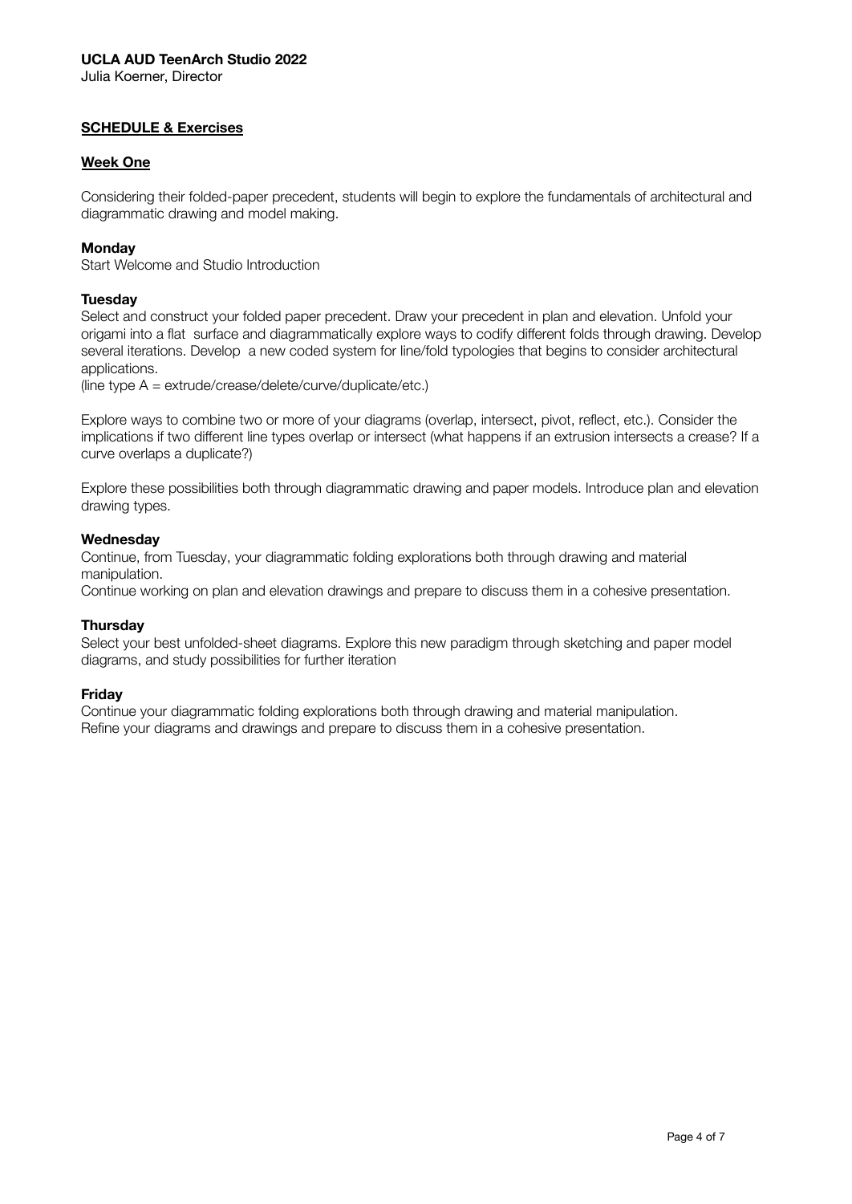**UCLA AUD TeenArch Studio 2022**
Julia Koerner, Director

## SCHEDULE & Exercises

### Week One

Considering their folded-paper precedent, students will begin to explore the fundamentals of architectural and diagrammatic drawing and model making.

**Monday**
Start Welcome and Studio Introduction

**Tuesday**
Select and construct your folded paper precedent. Draw your precedent in plan and elevation. Unfold your origami into a flat surface and diagrammatically explore ways to codify different folds through drawing. Develop several iterations. Develop a new coded system for line/fold typologies that begins to consider architectural applications.
(line type A = extrude/crease/delete/curve/duplicate/etc.)

Explore ways to combine two or more of your diagrams (overlap, intersect, pivot, reflect, etc.). Consider the implications if two different line types overlap or intersect (what happens if an extrusion intersects a crease? If a curve overlaps a duplicate?)

Explore these possibilities both through diagrammatic drawing and paper models. Introduce plan and elevation drawing types.

**Wednesday**
Continue, from Tuesday, your diagrammatic folding explorations both through drawing and material manipulation.
Continue working on plan and elevation drawings and prepare to discuss them in a cohesive presentation.

**Thursday**
Select your best unfolded-sheet diagrams. Explore this new paradigm through sketching and paper model diagrams, and study possibilities for further iteration

**Friday**
Continue your diagrammatic folding explorations both through drawing and material manipulation.
Refine your diagrams and drawings and prepare to discuss them in a cohesive presentation.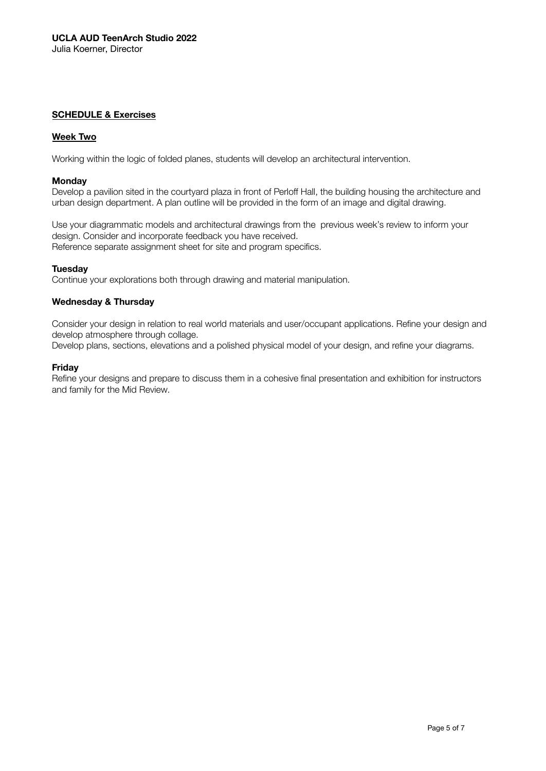**UCLA AUD TeenArch Studio 2022**
Julia Koerner, Director

## SCHEDULE & Exercises

### Week Two

Working within the logic of folded planes, students will develop an architectural intervention.

**Monday**
Develop a pavilion sited in the courtyard plaza in front of Perloff Hall, the building housing the architecture and urban design department. A plan outline will be provided in the form of an image and digital drawing.

Use your diagrammatic models and architectural drawings from the previous week's review to inform your design. Consider and incorporate feedback you have received.
Reference separate assignment sheet for site and program specifics.

**Tuesday**
Continue your explorations both through drawing and material manipulation.

**Wednesday & Thursday**

Consider your design in relation to real world materials and user/occupant applications. Refine your design and develop atmosphere through collage.
Develop plans, sections, elevations and a polished physical model of your design, and refine your diagrams.

**Friday**
Refine your designs and prepare to discuss them in a cohesive final presentation and exhibition for instructors and family for the Mid Review.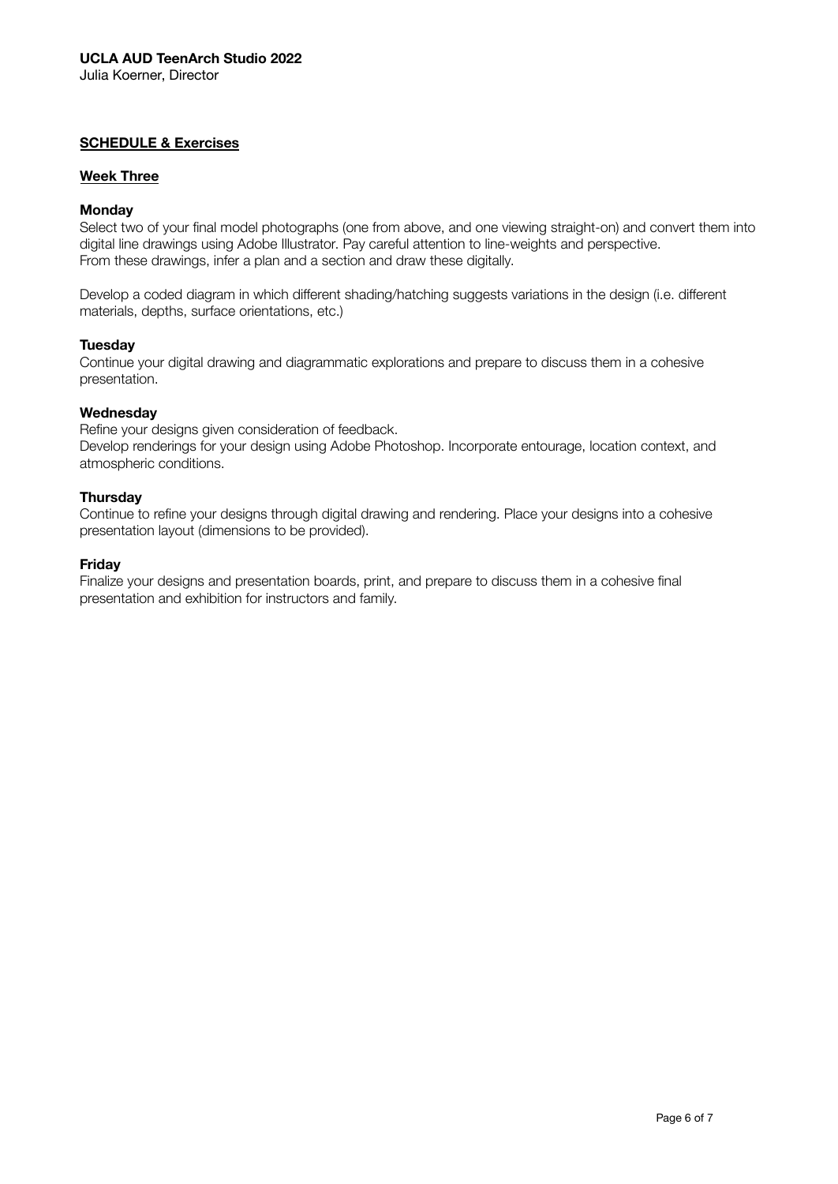**UCLA AUD TeenArch Studio 2022**
Julia Koerner, Director

## SCHEDULE & Exercises

### Week Three

**Monday**
Select two of your final model photographs (one from above, and one viewing straight-on) and convert them into digital line drawings using Adobe Illustrator. Pay careful attention to line-weights and perspective.
From these drawings, infer a plan and a section and draw these digitally.

Develop a coded diagram in which different shading/hatching suggests variations in the design (i.e. different materials, depths, surface orientations, etc.)

**Tuesday**
Continue your digital drawing and diagrammatic explorations and prepare to discuss them in a cohesive presentation.

**Wednesday**
Refine your designs given consideration of feedback.
Develop renderings for your design using Adobe Photoshop. Incorporate entourage, location context, and atmospheric conditions.

**Thursday**
Continue to refine your designs through digital drawing and rendering. Place your designs into a cohesive presentation layout (dimensions to be provided).

**Friday**
Finalize your designs and presentation boards, print, and prepare to discuss them in a cohesive final presentation and exhibition for instructors and family.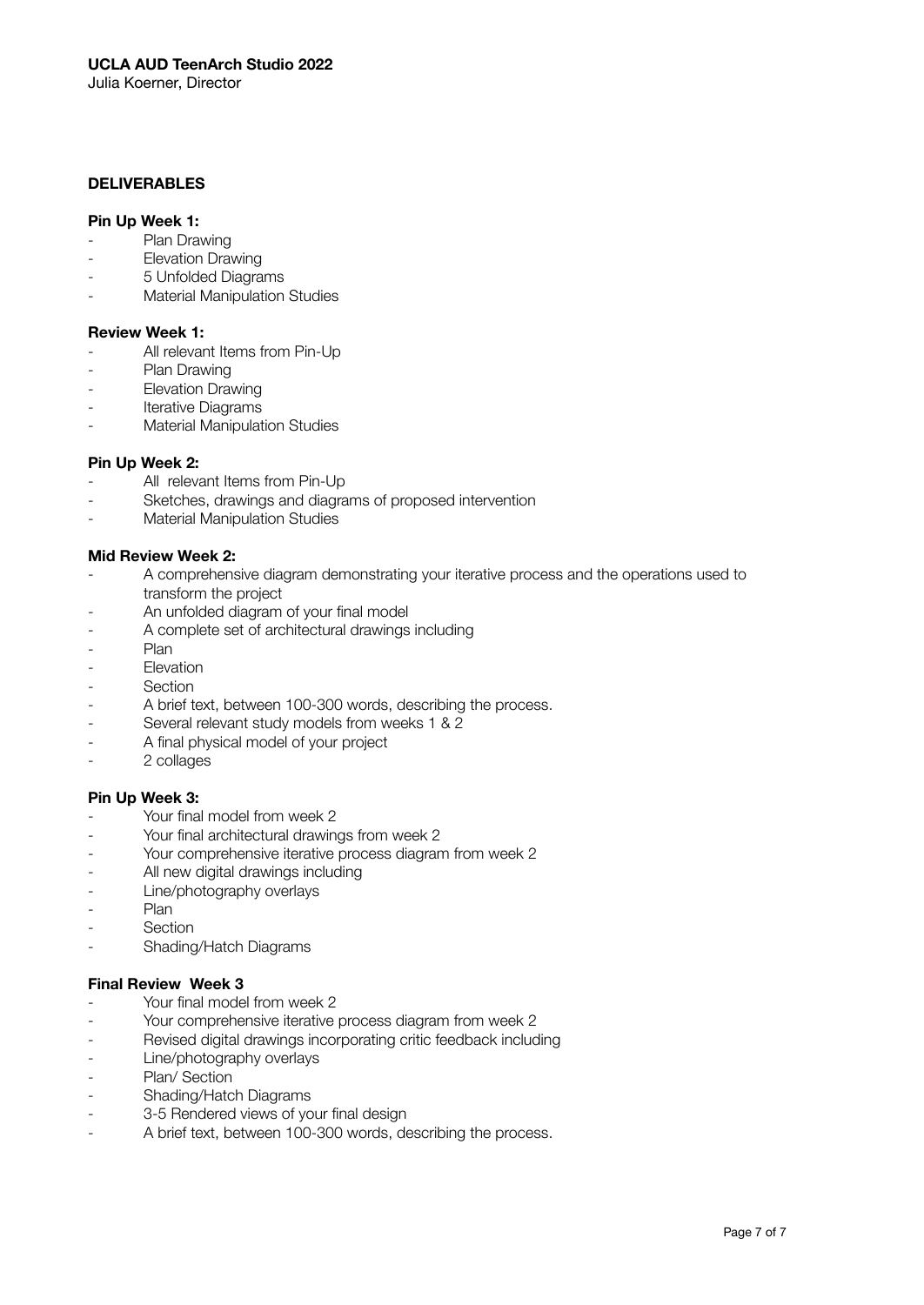**UCLA AUD TeenArch Studio 2022**
Julia Koerner, Director

## DELIVERABLES

### Pin Up Week 1:

- Plan Drawing
- Elevation Drawing
- 5 Unfolded Diagrams
- Material Manipulation Studies

### Review Week 1:

- All relevant Items from Pin-Up
- Plan Drawing
- Elevation Drawing
- Iterative Diagrams
- Material Manipulation Studies

### Pin Up Week 2:

- All relevant Items from Pin-Up
- Sketches, drawings and diagrams of proposed intervention
- Material Manipulation Studies

### Mid Review Week 2:

- A comprehensive diagram demonstrating your iterative process and the operations used to transform the project
- An unfolded diagram of your final model
- A complete set of architectural drawings including
- Plan
- Elevation
- Section
- A brief text, between 100-300 words, describing the process.
- Several relevant study models from weeks 1 & 2
- A final physical model of your project
- 2 collages

### Pin Up Week 3:

- Your final model from week 2
- Your final architectural drawings from week 2
- Your comprehensive iterative process diagram from week 2
- All new digital drawings including
- Line/photography overlays
- Plan
- Section
- Shading/Hatch Diagrams

### Final Review Week 3

- Your final model from week 2
- Your comprehensive iterative process diagram from week 2
- Revised digital drawings incorporating critic feedback including
- Line/photography overlays
- Plan/ Section
- Shading/Hatch Diagrams
- 3-5 Rendered views of your final design
- A brief text, between 100-300 words, describing the process.